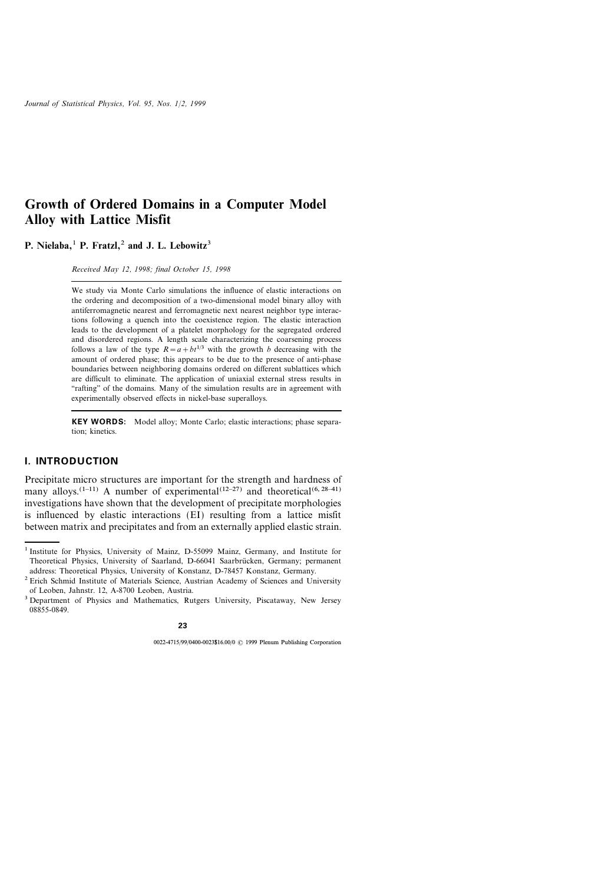# Growth of Ordered Domains in a Computer Model Alloy with Lattice Misfit

**P. Nielaba,[1] P. Fratzl,[2] and J. L. Lebowitz[3]**

*Received May 12, 1998; final October 15, 1998*

We study via Monte Carlo simulations the influence of elastic interactions on the ordering and decomposition of a two-dimensional model binary alloy with antiferromagnetic nearest and ferromagnetic next nearest neighbor type interactions following a quench into the coexistence region. The elastic interaction leads to the development of a platelet morphology for the segregated ordered and disordered regions. A length scale characterizing the coarsening process follows a law of the type $R = a + bt^{1/3}$ with the growth $b$ decreasing with the amount of ordered phase; this appears to be due to the presence of anti-phase boundaries between neighboring domains ordered on different sublattices which are difficult to eliminate. The application of uniaxial external stress results in "rafting" of the domains. Many of the simulation results are in agreement with experimentally observed effects in nickel-base superalloys.

**KEY WORDS:** Model alloy; Monte Carlo; elastic interactions; phase separation; kinetics.

## I. INTRODUCTION

Precipitate micro structures are important for the strength and hardness of many alloys.[1–11] A number of experimental[12–27] and theoretical[6, 28–41] investigations have shown that the development of precipitate morphologies is influenced by elastic interactions (EI) resulting from a lattice misfit between matrix and precipitates and from an externally applied elastic strain.

---

[1] Institute for Physics, University of Mainz, D-55099 Mainz, Germany, and Institute for Theoretical Physics, University of Saarland, D-66041 Saarbrücken, Germany; permanent address: Theoretical Physics, University of Konstanz, D-78457 Konstanz, Germany.

[2] Erich Schmid Institute of Materials Science, Austrian Academy of Sciences and University of Leoben, Jahnstr. 12, A-8700 Leoben, Austria.

[3] Department of Physics and Mathematics, Rutgers University, Piscataway, New Jersey 08855-0849.

0022-4715/99/0400-0023$16.00/0 © 1999 Plenum Publishing Corporation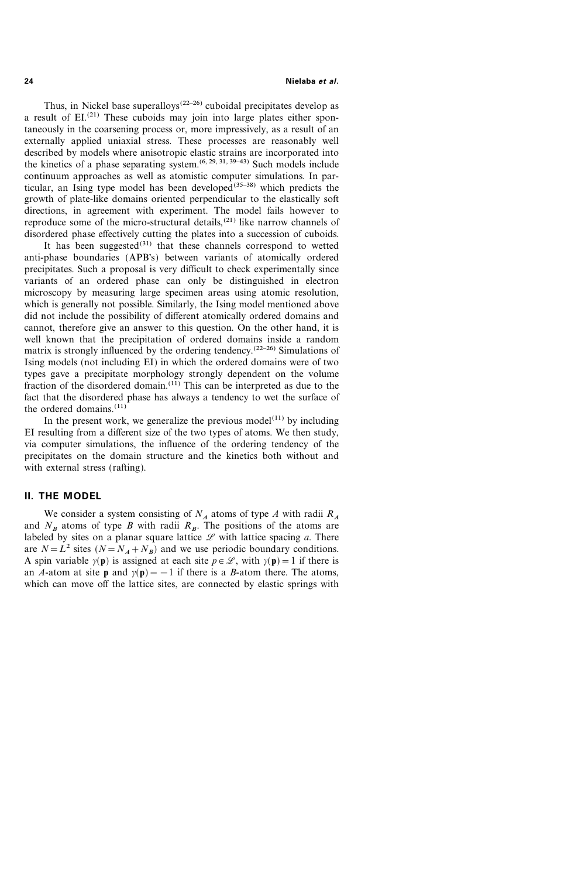Thus, in Nickel base superalloys[22–26] cuboidal precipitates develop as a result of EI.[21] These cuboids may join into large plates either spontaneously in the coarsening process or, more impressively, as a result of an externally applied uniaxial stress. These processes are reasonably well described by models where anisotropic elastic strains are incorporated into the kinetics of a phase separating system.[6, 29, 31, 39–43] Such models include continuum approaches as well as atomistic computer simulations. In particular, an Ising type model has been developed[35–38] which predicts the growth of plate-like domains oriented perpendicular to the elastically soft directions, in agreement with experiment. The model fails however to reproduce some of the micro-structural details,[21] like narrow channels of disordered phase effectively cutting the plates into a succession of cuboids.

It has been suggested[31] that these channels correspond to wetted anti-phase boundaries (APB's) between variants of atomically ordered precipitates. Such a proposal is very difficult to check experimentally since variants of an ordered phase can only be distinguished in electron microscopy by measuring large specimen areas using atomic resolution, which is generally not possible. Similarly, the Ising model mentioned above did not include the possibility of different atomically ordered domains and cannot, therefore give an answer to this question. On the other hand, it is well known that the precipitation of ordered domains inside a random matrix is strongly influenced by the ordering tendency.[22–26] Simulations of Ising models (not including EI) in which the ordered domains were of two types gave a precipitate morphology strongly dependent on the volume fraction of the disordered domain.[11] This can be interpreted as due to the fact that the disordered phase has always a tendency to wet the surface of the ordered domains.[11]

In the present work, we generalize the previous model[11] by including EI resulting from a different size of the two types of atoms. We then study, via computer simulations, the influence of the ordering tendency of the precipitates on the domain structure and the kinetics both without and with external stress (rafting).

## II. THE MODEL

We consider a system consisting of $N_A$ atoms of type $A$ with radii $R_A$ and $N_B$ atoms of type $B$ with radii $R_B$. The positions of the atoms are labeled by sites on a planar square lattice $\mathscr{L}$ with lattice spacing $a$. There are $N = L^2$ sites ($N = N_A + N_B$) and we use periodic boundary conditions. A spin variable $\gamma(\mathbf{p})$ is assigned at each site $p \in \mathscr{L}$, with $\gamma(\mathbf{p}) = 1$ if there is an $A$-atom at site $\mathbf{p}$ and $\gamma(\mathbf{p}) = -1$ if there is a $B$-atom there. The atoms, which can move off the lattice sites, are connected by elastic springs with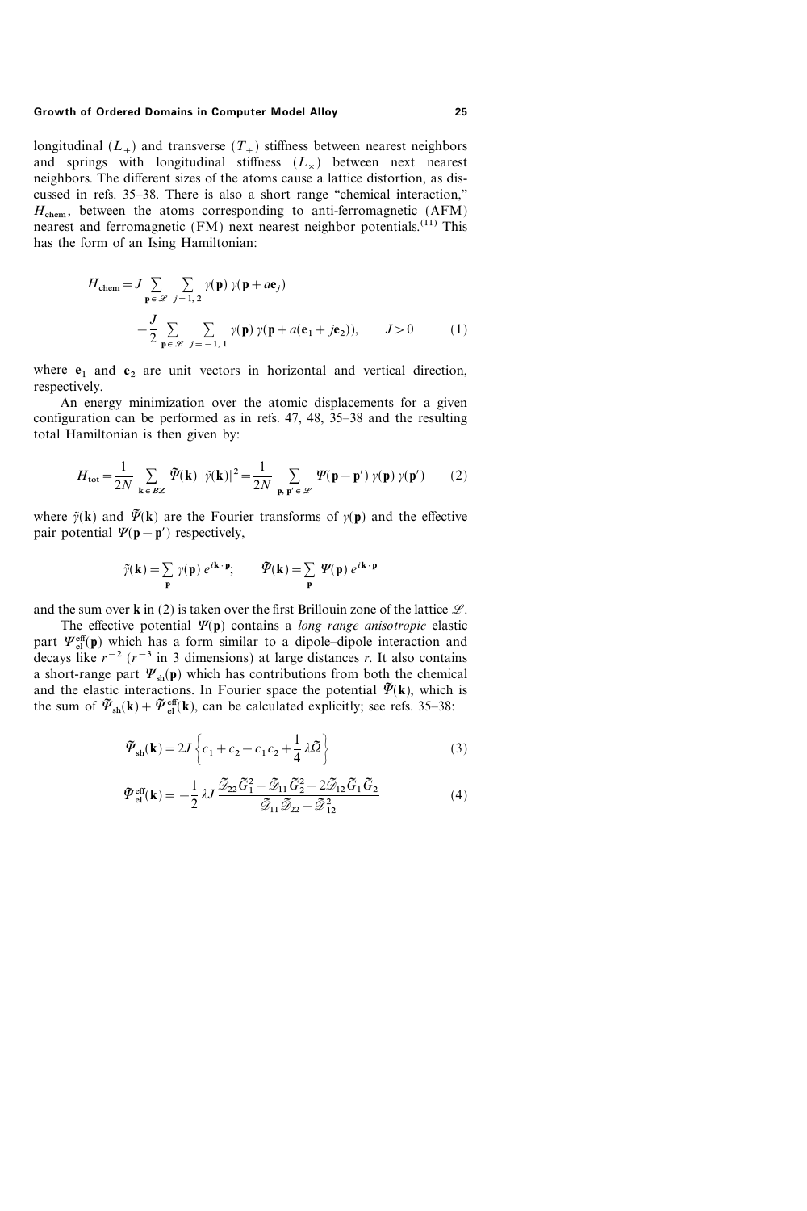longitudinal ($L_+$) and transverse ($T_+$) stiffness between nearest neighbors and springs with longitudinal stiffness ($L_\times$) between next nearest neighbors. The different sizes of the atoms cause a lattice distortion, as discussed in refs. 35–38. There is also a short range "chemical interaction," $H_{\text{chem}}$, between the atoms corresponding to anti-ferromagnetic (AFM) nearest and ferromagnetic (FM) next nearest neighbor potentials.[11] This has the form of an Ising Hamiltonian:

$$H_{\text{chem}} = J \sum_{\mathbf{p} \in \mathscr{L}} \sum_{j=1,2} \gamma(\mathbf{p})\, \gamma(\mathbf{p} + a\mathbf{e}_j)$$
$$- \frac{J}{2} \sum_{\mathbf{p} \in \mathscr{L}} \sum_{j=-1,1} \gamma(\mathbf{p})\, \gamma(\mathbf{p} + a(\mathbf{e}_1 + j\mathbf{e}_2)), \qquad J > 0 \tag{1}$$

where $\mathbf{e}_1$ and $\mathbf{e}_2$ are unit vectors in horizontal and vertical direction, respectively.

An energy minimization over the atomic displacements for a given configuration can be performed as in refs. 47, 48, 35–38 and the resulting total Hamiltonian is then given by:

$$H_{\text{tot}} = \frac{1}{2N} \sum_{\mathbf{k} \in BZ} \tilde{\Psi}(\mathbf{k})\, |\tilde{\gamma}(\mathbf{k})|^2 = \frac{1}{2N} \sum_{\mathbf{p},\, \mathbf{p}' \in \mathscr{L}} \Psi(\mathbf{p} - \mathbf{p}')\, \gamma(\mathbf{p})\, \gamma(\mathbf{p}') \tag{2}$$

where $\tilde{\gamma}(\mathbf{k})$ and $\tilde{\Psi}(\mathbf{k})$ are the Fourier transforms of $\gamma(\mathbf{p})$ and the effective pair potential $\Psi(\mathbf{p} - \mathbf{p}')$ respectively,

$$\tilde{\gamma}(\mathbf{k}) = \sum_{\mathbf{p}} \gamma(\mathbf{p})\, e^{i\mathbf{k} \cdot \mathbf{p}}; \qquad \tilde{\Psi}(\mathbf{k}) = \sum_{\mathbf{p}} \Psi(\mathbf{p})\, e^{i\mathbf{k} \cdot \mathbf{p}}$$

and the sum over $\mathbf{k}$ in (2) is taken over the first Brillouin zone of the lattice $\mathscr{L}$.

The effective potential $\Psi(\mathbf{p})$ contains a *long range anisotropic* elastic part $\Psi^{\text{eff}}_{\text{el}}(\mathbf{p})$ which has a form similar to a dipole–dipole interaction and decays like $r^{-2}$ ($r^{-3}$ in 3 dimensions) at large distances $r$. It also contains a short-range part $\Psi_{\text{sh}}(\mathbf{p})$ which has contributions from both the chemical and the elastic interactions. In Fourier space the potential $\tilde{\Psi}(\mathbf{k})$, which is the sum of $\tilde{\Psi}_{\text{sh}}(\mathbf{k}) + \tilde{\Psi}^{\text{eff}}_{\text{el}}(\mathbf{k})$, can be calculated explicitly; see refs. 35–38:

$$\tilde{\Psi}_{\text{sh}}(\mathbf{k}) = 2J \left\{ c_1 + c_2 - c_1 c_2 + \frac{1}{4} \lambda \tilde{\Omega} \right\} \tag{3}$$

$$\tilde{\Psi}^{\text{eff}}_{\text{el}}(\mathbf{k}) = -\frac{1}{2} \lambda J \frac{\tilde{\mathscr{D}}_{22} \tilde{G}_1^2 + \tilde{\mathscr{D}}_{11} \tilde{G}_2^2 - 2\tilde{\mathscr{D}}_{12} \tilde{G}_1 \tilde{G}_2}{\tilde{\mathscr{D}}_{11} \tilde{\mathscr{D}}_{22} - \tilde{\mathscr{D}}_{12}^2} \tag{4}$$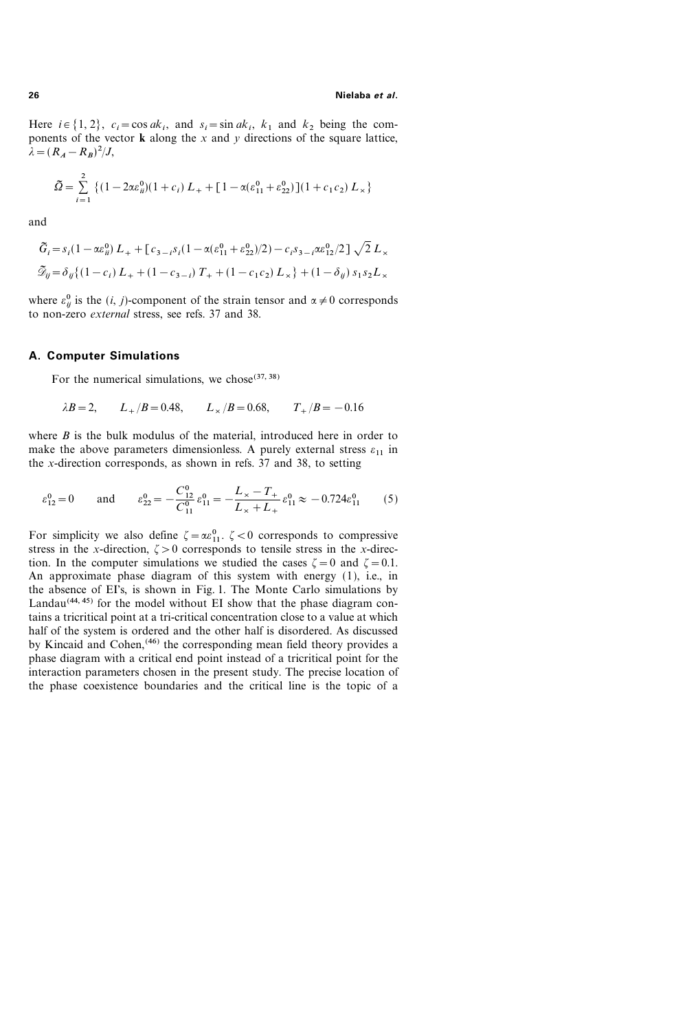Here $i \in \{1, 2\}$, $c_i = \cos ak_i$, and $s_i = \sin ak_i$, $k_1$ and $k_2$ being the components of the vector $\mathbf{k}$ along the $x$ and $y$ directions of the square lattice, $\lambda = (R_A - R_B)^2/J$,

$$\tilde{\Omega} = \sum_{i=1}^{2} \{(1 - 2\alpha\varepsilon_{ii}^0)(1 + c_i) L_+ + [1 - \alpha(\varepsilon_{11}^0 + \varepsilon_{22}^0)](1 + c_1 c_2) L_\times\}$$

and

$$\tilde{G}_i = s_i(1 - \alpha\varepsilon_{ii}^0) L_+ + [c_{3-i} s_i(1 - \alpha(\varepsilon_{11}^0 + \varepsilon_{22}^0)/2) - c_i s_{3-i} \alpha\varepsilon_{12}^0/2] \sqrt{2} L_\times$$

$$\tilde{\mathcal{D}}_{ij} = \delta_{ij}\{(1 - c_i) L_+ + (1 - c_{3-i}) T_+ + (1 - c_1 c_2) L_\times\} + (1 - \delta_{ij}) s_1 s_2 L_\times$$

where $\varepsilon_{ij}^0$ is the $(i, j)$-component of the strain tensor and $\alpha \neq 0$ corresponds to non-zero *external* stress, see refs. 37 and 38.

## A. Computer Simulations

For the numerical simulations, we chose[37, 38]

$$\lambda B = 2, \qquad L_+/B = 0.48, \qquad L_\times/B = 0.68, \qquad T_+/B = -0.16$$

where $B$ is the bulk modulus of the material, introduced here in order to make the above parameters dimensionless. A purely external stress $\varepsilon_{11}$ in the $x$-direction corresponds, as shown in refs. 37 and 38, to setting

$$\varepsilon_{12}^0 = 0 \qquad \text{and} \qquad \varepsilon_{22}^0 = -\frac{C_{12}^0}{C_{11}^0}\varepsilon_{11}^0 = -\frac{L_\times - T_+}{L_\times + L_+}\varepsilon_{11}^0 \approx -0.724\varepsilon_{11}^0 \qquad (5)$$

For simplicity we also define $\zeta = \alpha\varepsilon_{11}^0$. $\zeta < 0$ corresponds to compressive stress in the $x$-direction, $\zeta > 0$ corresponds to tensile stress in the $x$-direction. In the computer simulations we studied the cases $\zeta = 0$ and $\zeta = 0.1$. An approximate phase diagram of this system with energy (1), i.e., in the absence of EI's, is shown in Fig. 1. The Monte Carlo simulations by Landau[44, 45] for the model without EI show that the phase diagram contains a tricritical point at a tri-critical concentration close to a value at which half of the system is ordered and the other half is disordered. As discussed by Kincaid and Cohen,[46] the corresponding mean field theory provides a phase diagram with a critical end point instead of a tricritical point for the interaction parameters chosen in the present study. The precise location of the phase coexistence boundaries and the critical line is the topic of a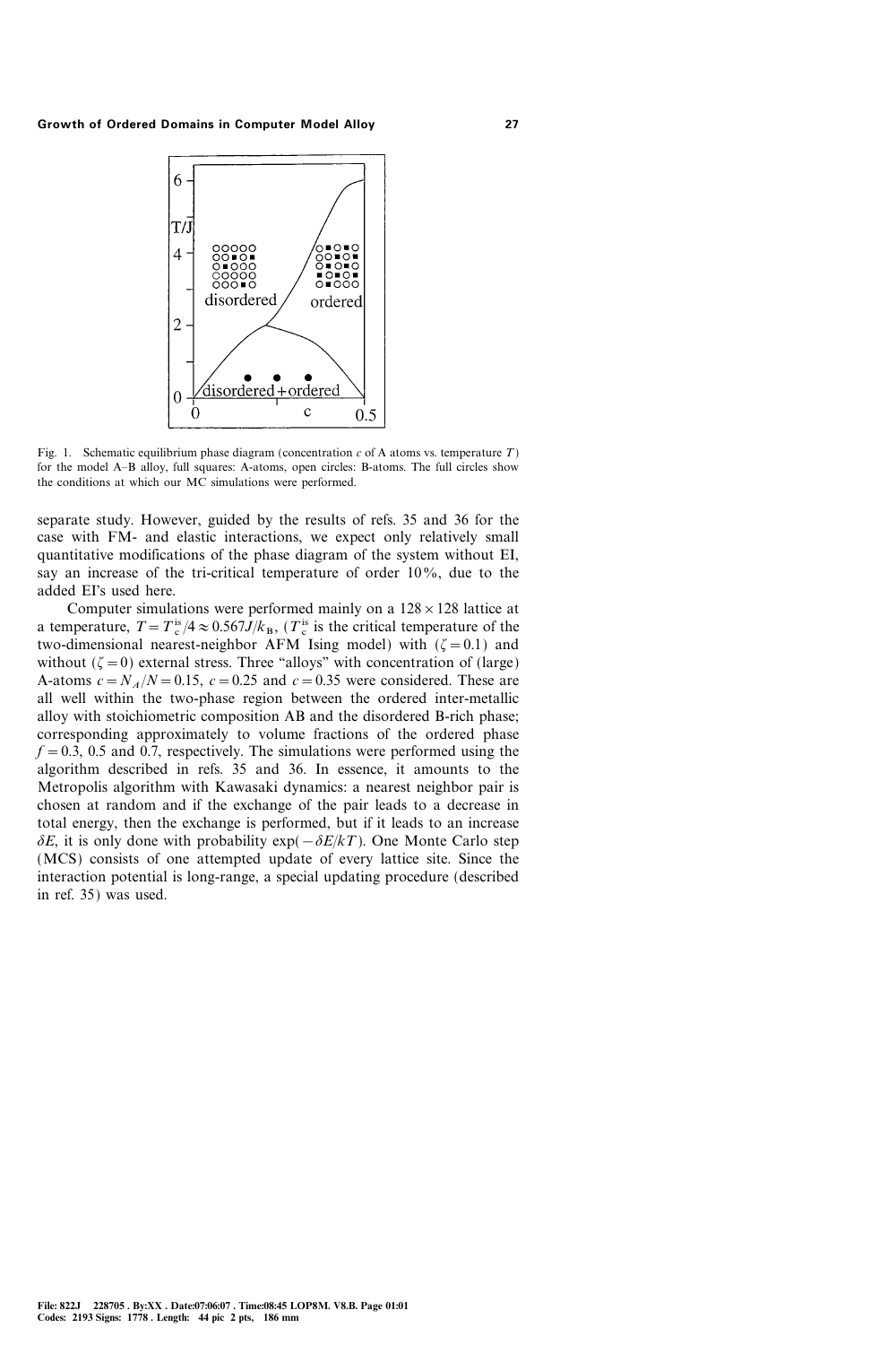Fig. 1. Schematic equilibrium phase diagram (concentration $c$ of A atoms vs. temperature $T$) for the model A–B alloy, full squares: A-atoms, open circles: B-atoms. The full circles show the conditions at which our MC simulations were performed.

separate study. However, guided by the results of refs. 35 and 36 for the case with FM- and elastic interactions, we expect only relatively small quantitative modifications of the phase diagram of the system without EI, say an increase of the tri-critical temperature of order 10%, due to the added EI's used here.

Computer simulations were performed mainly on a $128 \times 128$ lattice at a temperature, $T = T_c^{is}/4 \approx 0.567 J/k_B$, ($T_c^{is}$ is the critical temperature of the two-dimensional nearest-neighbor AFM Ising model) with ($\zeta = 0.1$) and without ($\zeta = 0$) external stress. Three "alloys" with concentration of (large) A-atoms $c = N_A/N = 0.15$, $c = 0.25$ and $c = 0.35$ were considered. These are all well within the two-phase region between the ordered inter-metallic alloy with stoichiometric composition AB and the disordered B-rich phase; corresponding approximately to volume fractions of the ordered phase $f = 0.3$, 0.5 and 0.7, respectively. The simulations were performed using the algorithm described in refs. 35 and 36. In essence, it amounts to the Metropolis algorithm with Kawasaki dynamics: a nearest neighbor pair is chosen at random and if the exchange of the pair leads to a decrease in total energy, then the exchange is performed, but if it leads to an increase $\delta E$, it is only done with probability $\exp(-\delta E/kT)$. One Monte Carlo step (MCS) consists of one attempted update of every lattice site. Since the interaction potential is long-range, a special updating procedure (described in ref. 35) was used.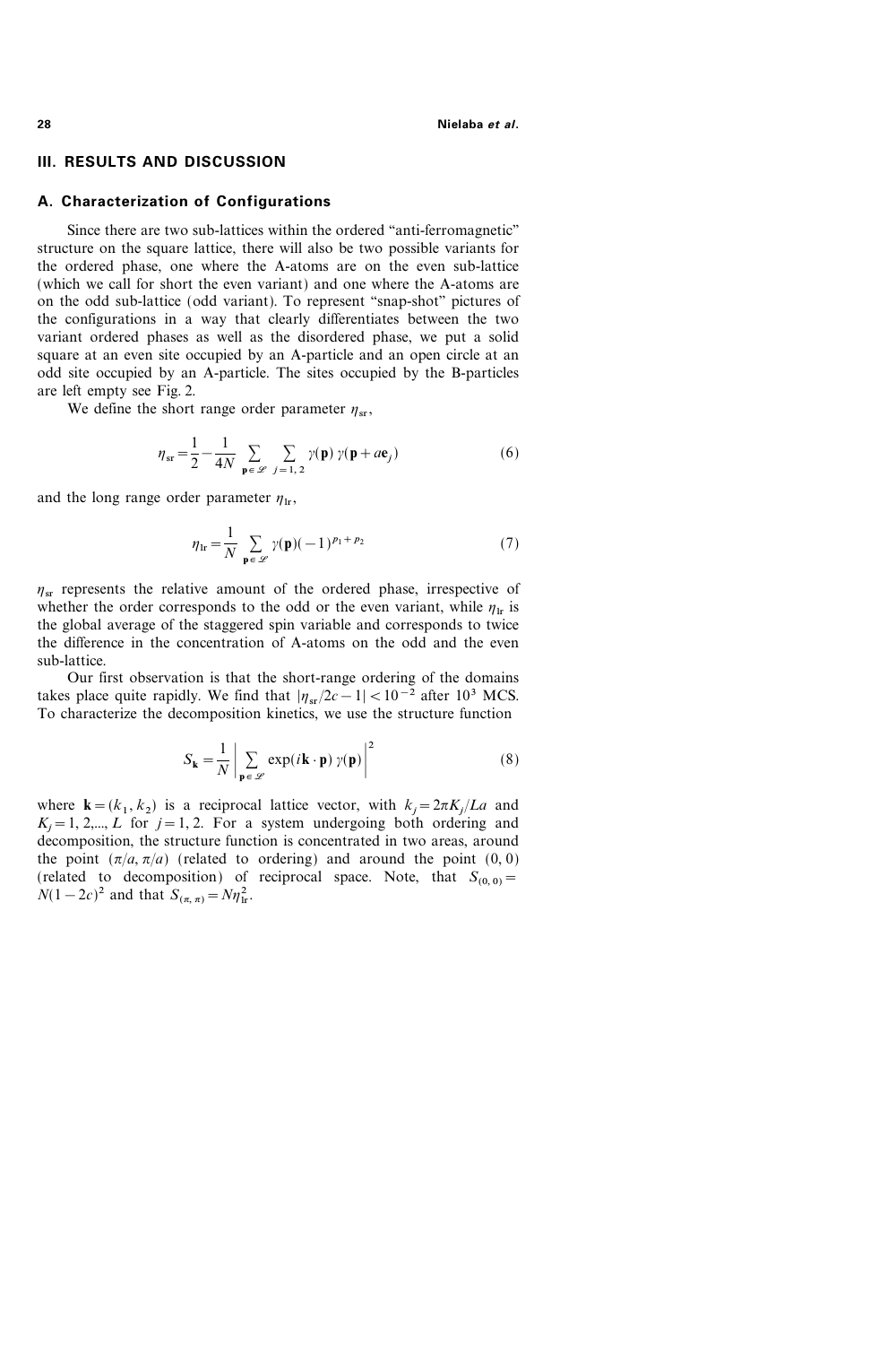## III. RESULTS AND DISCUSSION

### A. Characterization of Configurations

Since there are two sub-lattices within the ordered "anti-ferromagnetic" structure on the square lattice, there will also be two possible variants for the ordered phase, one where the A-atoms are on the even sub-lattice (which we call for short the even variant) and one where the A-atoms are on the odd sub-lattice (odd variant). To represent "snap-shot" pictures of the configurations in a way that clearly differentiates between the two variant ordered phases as well as the disordered phase, we put a solid square at an even site occupied by an A-particle and an open circle at an odd site occupied by an A-particle. The sites occupied by the B-particles are left empty see Fig. 2.

We define the short range order parameter $\eta_{\rm sr}$,

$$\eta_{\rm sr} = \frac{1}{2} - \frac{1}{4N} \sum_{\mathbf{p} \in \mathscr{L}} \sum_{j=1,2} \gamma(\mathbf{p})\, \gamma(\mathbf{p} + a\mathbf{e}_j) \tag{6}$$

and the long range order parameter $\eta_{\rm lr}$,

$$\eta_{\rm lr} = \frac{1}{N} \sum_{\mathbf{p} \in \mathscr{L}} \gamma(\mathbf{p}) (-1)^{p_1 + p_2} \tag{7}$$

$\eta_{\rm sr}$ represents the relative amount of the ordered phase, irrespective of whether the order corresponds to the odd or the even variant, while $\eta_{\rm lr}$ is the global average of the staggered spin variable and corresponds to twice the difference in the concentration of A-atoms on the odd and the even sub-lattice.

Our first observation is that the short-range ordering of the domains takes place quite rapidly. We find that $|\eta_{\rm sr}/2c - 1| < 10^{-2}$ after $10^3$ MCS. To characterize the decomposition kinetics, we use the structure function

$$S_{\mathbf{k}} = \frac{1}{N} \left| \sum_{\mathbf{p} \in \mathscr{L}} \exp(i\mathbf{k} \cdot \mathbf{p})\, \gamma(\mathbf{p}) \right|^2 \tag{8}$$

where $\mathbf{k} = (k_1, k_2)$ is a reciprocal lattice vector, with $k_j = 2\pi K_j / La$ and $K_j = 1, 2, \ldots, L$ for $j = 1, 2$. For a system undergoing both ordering and decomposition, the structure function is concentrated in two areas, around the point $(\pi/a, \pi/a)$ (related to ordering) and around the point $(0, 0)$ (related to decomposition) of reciprocal space. Note, that $S_{(0,0)} = N(1 - 2c)^2$ and that $S_{(\pi,\pi)} = N\eta_{\rm lr}^2$.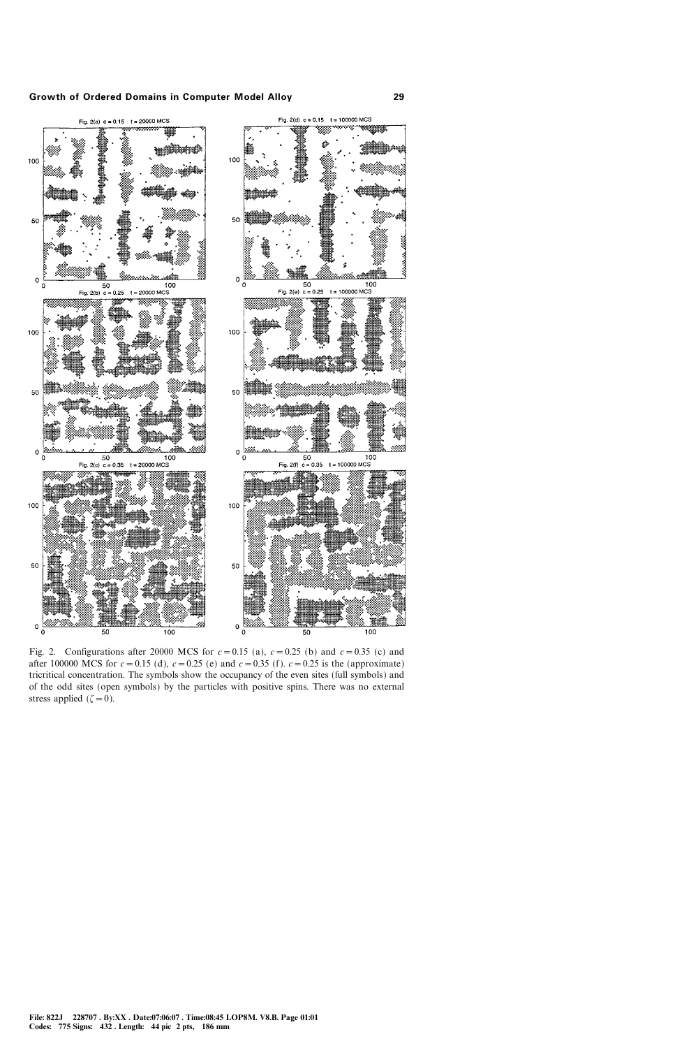Fig. 2. Configurations after 20000 MCS for $c = 0.15$ (a), $c = 0.25$ (b) and $c = 0.35$ (c) and after 100000 MCS for $c = 0.15$ (d), $c = 0.25$ (e) and $c = 0.35$ (f). $c = 0.25$ is the (approximate) tricritical concentration. The symbols show the occupancy of the even sites (full symbols) and of the odd sites (open symbols) by the particles with positive spins. There was no external stress applied ($\zeta = 0$).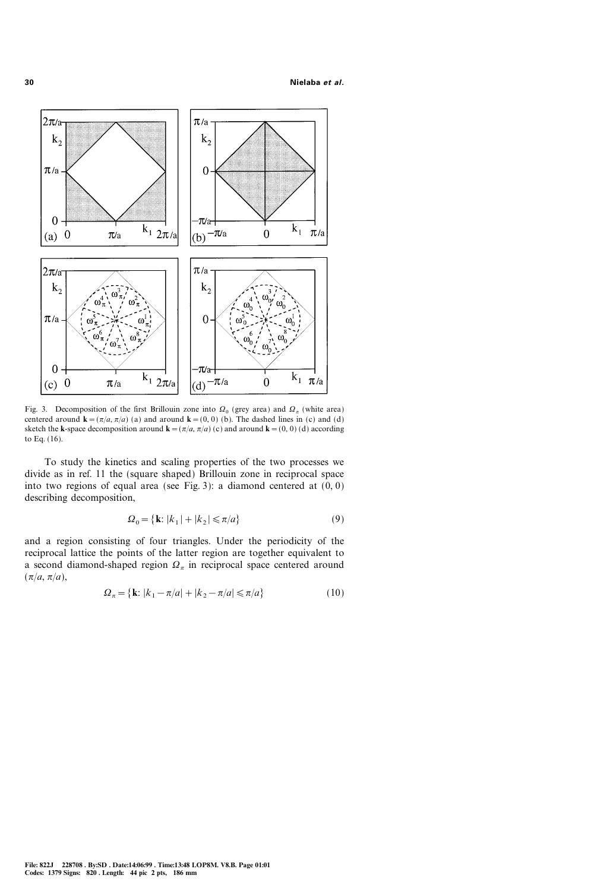Fig. 3. Decomposition of the first Brillouin zone into $\Omega_0$ (grey area) and $\Omega_\pi$ (white area) centered around $\mathbf{k} = (\pi/a, \pi/a)$ (a) and around $\mathbf{k} = (0, 0)$ (b). The dashed lines in (c) and (d) sketch the $\mathbf{k}$-space decomposition around $\mathbf{k} = (\pi/a, \pi/a)$ (c) and around $\mathbf{k} = (0, 0)$ (d) according to Eq. (16).

To study the kinetics and scaling properties of the two processes we divide as in ref. 11 the (square shaped) Brillouin zone in reciprocal space into two regions of equal area (see Fig. 3): a diamond centered at (0, 0) describing decomposition,

$$\Omega_0 = \{\mathbf{k}\colon |k_1| + |k_2| \leqslant \pi/a\} \tag{9}$$

and a region consisting of four triangles. Under the periodicity of the reciprocal lattice the points of the latter region are together equivalent to a second diamond-shaped region $\Omega_\pi$ in reciprocal space centered around $(\pi/a, \pi/a)$,

$$\Omega_\pi = \{\mathbf{k}\colon |k_1 - \pi/a| + |k_2 - \pi/a| \leqslant \pi/a\} \tag{10}$$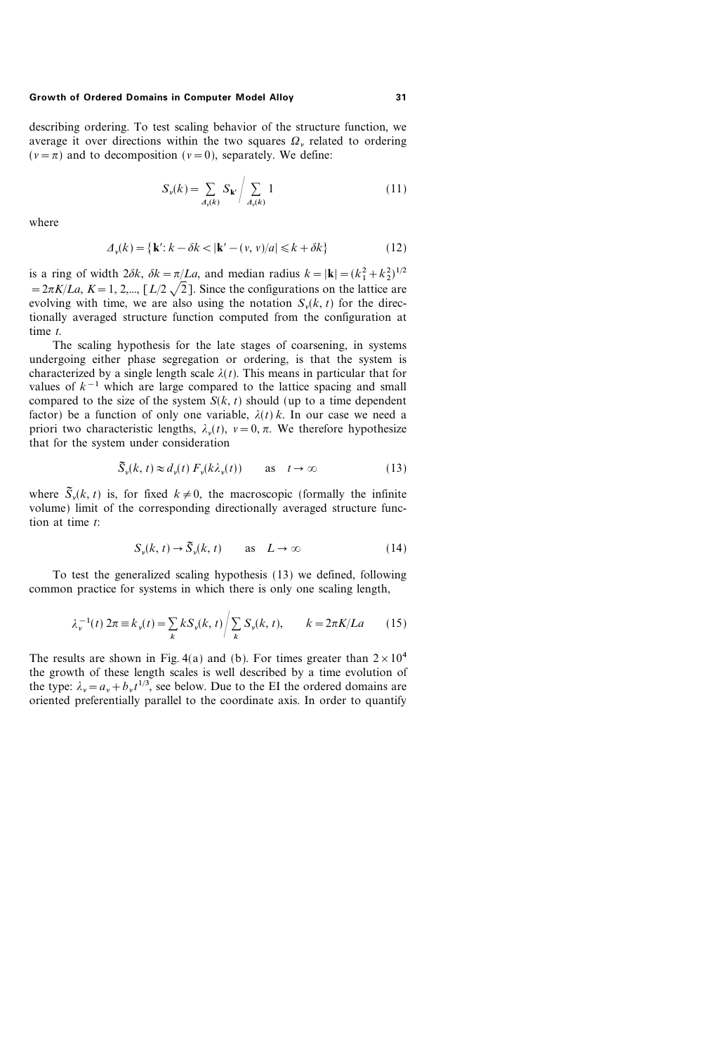describing ordering. To test scaling behavior of the structure function, we average it over directions within the two squares $\Omega_\nu$ related to ordering ($\nu = \pi$) and to decomposition ($\nu = 0$), separately. We define:

$$S_\nu(k) = \sum_{\Delta_\nu(k)} S_{\mathbf{k}'} \Big/ \sum_{\Delta_\nu(k)} 1 \tag{11}$$

where

$$\Delta_\nu(k) = \{\mathbf{k}' : k - \delta k < |\mathbf{k}' - (\nu, \nu)/a| \leqslant k + \delta k\} \tag{12}$$

is a ring of width $2\delta k$, $\delta k = \pi/La$, and median radius $k = |\mathbf{k}| = (k_1^2 + k_2^2)^{1/2} = 2\pi K/La$, $K = 1, 2, ..., [L/2\sqrt{2}]$. Since the configurations on the lattice are evolving with time, we are also using the notation $S_\nu(k, t)$ for the directionally averaged structure function computed from the configuration at time $t$.

The scaling hypothesis for the late stages of coarsening, in systems undergoing either phase segregation or ordering, is that the system is characterized by a single length scale $\lambda(t)$. This means in particular that for values of $k^{-1}$ which are large compared to the lattice spacing and small compared to the size of the system $S(k, t)$ should (up to a time dependent factor) be a function of only one variable, $\lambda(t)\, k$. In our case we need a priori two characteristic lengths, $\lambda_\nu(t)$, $\nu = 0, \pi$. We therefore hypothesize that for the system under consideration

$$\tilde{S}_\nu(k, t) \approx d_\nu(t)\, F_\nu(k\lambda_\nu(t)) \qquad \text{as} \quad t \to \infty \tag{13}$$

where $\tilde{S}_\nu(k, t)$ is, for fixed $k \neq 0$, the macroscopic (formally the infinite volume) limit of the corresponding directionally averaged structure function at time $t$:

$$S_\nu(k, t) \to \tilde{S}_\nu(k, t) \qquad \text{as} \quad L \to \infty \tag{14}$$

To test the generalized scaling hypothesis (13) we defined, following common practice for systems in which there is only one scaling length,

$$\lambda_\nu^{-1}(t)\, 2\pi \equiv k_\nu(t) = \sum_k k S_\nu(k, t) \Big/ \sum_k S_\nu(k, t), \qquad k = 2\pi K/La \tag{15}$$

The results are shown in Fig. 4(a) and (b). For times greater than $2 \times 10^4$ the growth of these length scales is well described by a time evolution of the type: $\lambda_\nu = a_\nu + b_\nu t^{1/3}$, see below. Due to the EI the ordered domains are oriented preferentially parallel to the coordinate axis. In order to quantify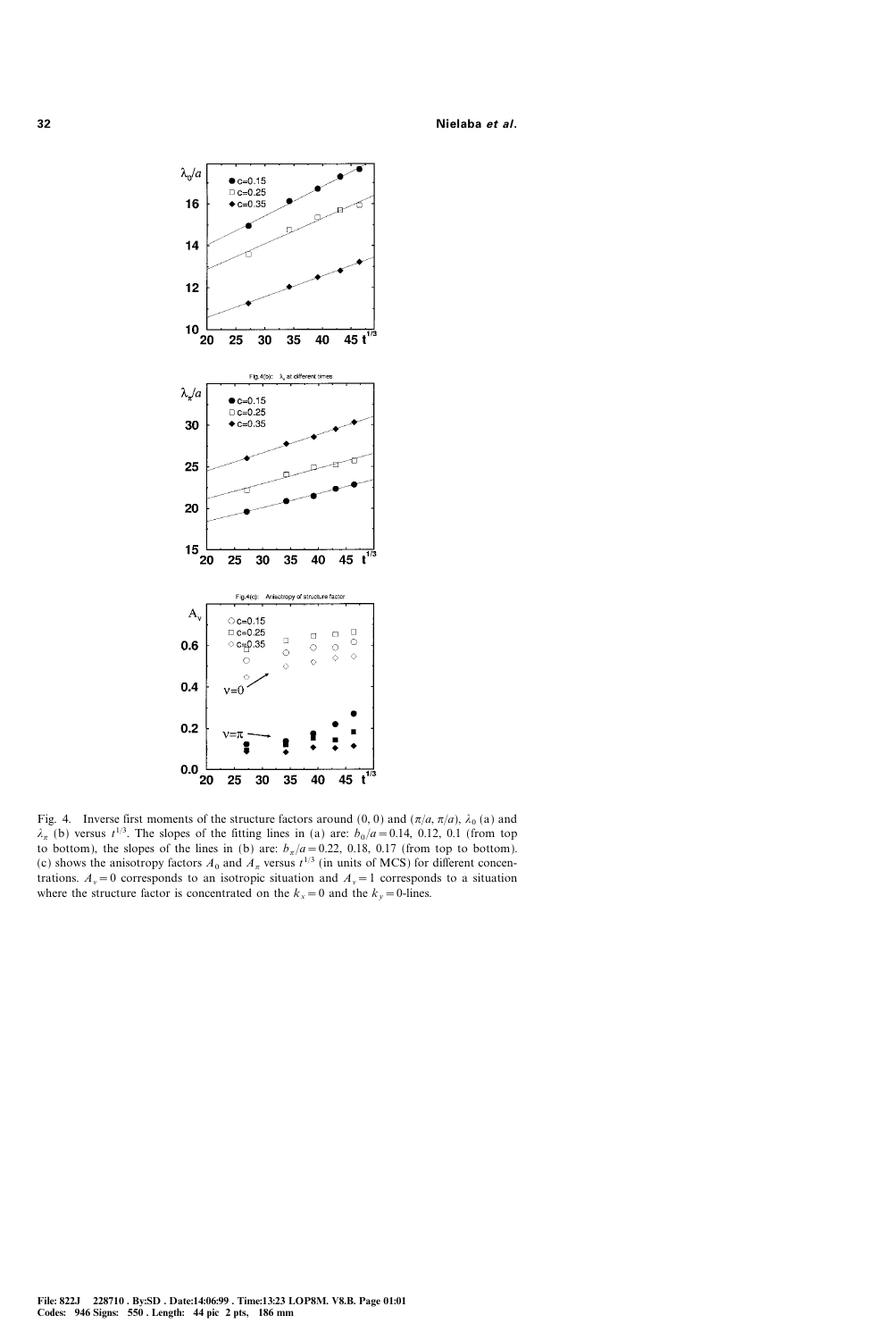Fig. 4. Inverse first moments of the structure factors around (0, 0) and $(\pi/a, \pi/a)$, $\lambda_0$ (a) and $\lambda_\pi$ (b) versus $t^{1/3}$. The slopes of the fitting lines in (a) are: $b_0/a = 0.14$, 0.12, 0.1 (from top to bottom), the slopes of the lines in (b) are: $b_\pi/a = 0.22$, 0.18, 0.17 (from top to bottom). (c) shows the anisotropy factors $A_0$ and $A_\pi$ versus $t^{1/3}$ (in units of MCS) for different concentrations. $A_\nu = 0$ corresponds to an isotropic situation and $A_\nu = 1$ corresponds to a situation where the structure factor is concentrated on the $k_x = 0$ and the $k_y = 0$-lines.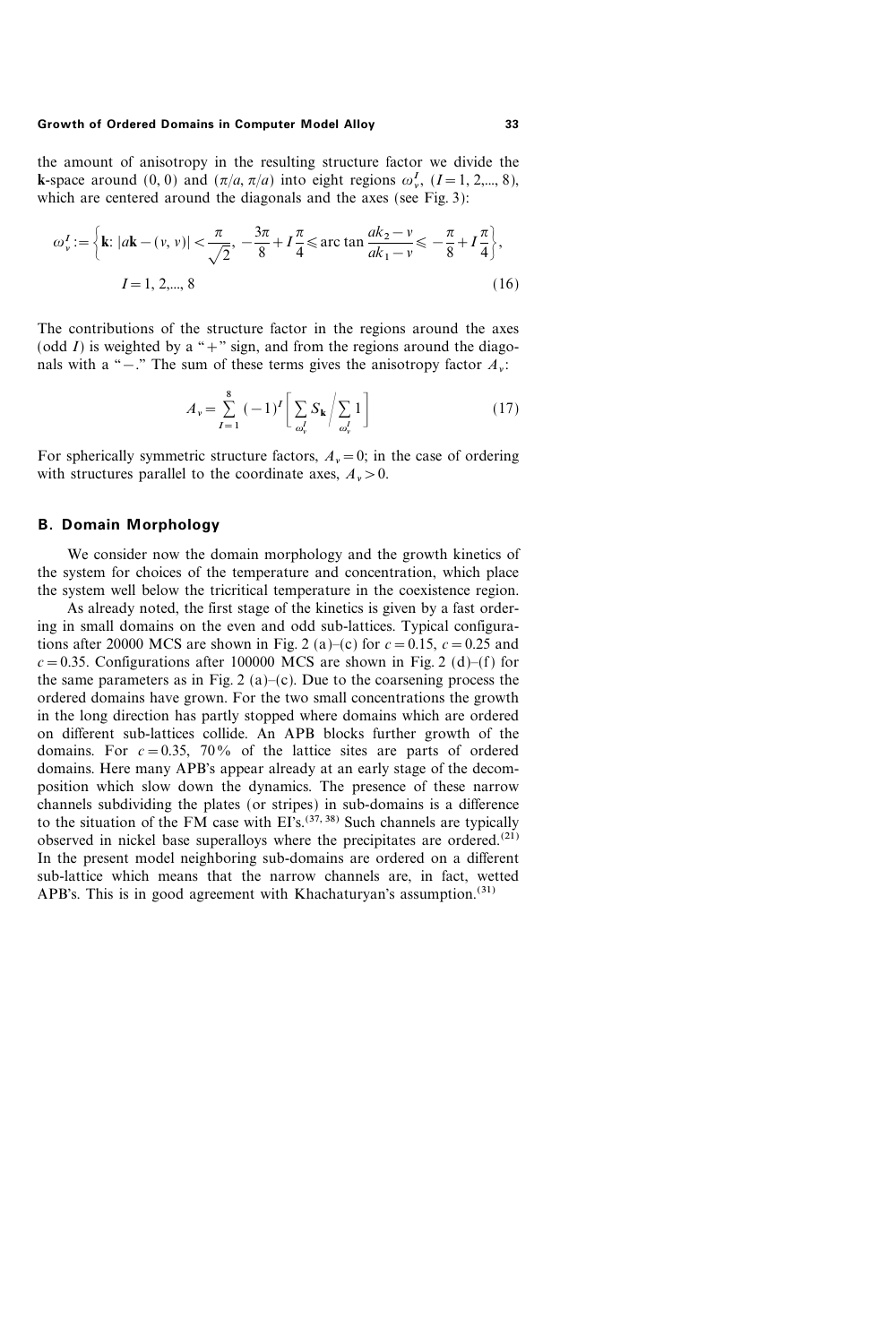the amount of anisotropy in the resulting structure factor we divide the **k**-space around $(0, 0)$ and $(\pi/a, \pi/a)$ into eight regions $\omega_v^I$, $(I = 1, 2,..., 8)$, which are centered around the diagonals and the axes (see Fig. 3):

$$\omega_v^I := \left\{ \mathbf{k} \colon |a\mathbf{k} - (v, v)| < \frac{\pi}{\sqrt{2}},\ -\frac{3\pi}{8} + I\frac{\pi}{4} \leqslant \arctan \frac{ak_2 - v}{ak_1 - v} \leqslant -\frac{\pi}{8} + I\frac{\pi}{4} \right\},$$
$$I = 1, 2,..., 8 \tag{16}$$

The contributions of the structure factor in the regions around the axes (odd $I$) is weighted by a "+" sign, and from the regions around the diagonals with a "−." The sum of these terms gives the anisotropy factor $A_v$:

$$A_v = \sum_{I=1}^{8} (-1)^I \left[ \sum_{\omega_v^I} S_{\mathbf{k}} \Big/ \sum_{\omega_v^I} 1 \right] \tag{17}$$

For spherically symmetric structure factors, $A_v = 0$; in the case of ordering with structures parallel to the coordinate axes, $A_v > 0$.

### B. Domain Morphology

We consider now the domain morphology and the growth kinetics of the system for choices of the temperature and concentration, which place the system well below the tricritical temperature in the coexistence region.

As already noted, the first stage of the kinetics is given by a fast ordering in small domains on the even and odd sub-lattices. Typical configurations after 20000 MCS are shown in Fig. 2 (a)–(c) for $c = 0.15$, $c = 0.25$ and $c = 0.35$. Configurations after 100000 MCS are shown in Fig. 2 (d)–(f) for the same parameters as in Fig. 2 (a)–(c). Due to the coarsening process the ordered domains have grown. For the two small concentrations the growth in the long direction has partly stopped where domains which are ordered on different sub-lattices collide. An APB blocks further growth of the domains. For $c = 0.35$, 70% of the lattice sites are parts of ordered domains. Here many APB's appear already at an early stage of the decomposition which slow down the dynamics. The presence of these narrow channels subdividing the plates (or stripes) in sub-domains is a difference to the situation of the FM case with EI's.[37, 38] Such channels are typically observed in nickel base superalloys where the precipitates are ordered.[21] In the present model neighboring sub-domains are ordered on a different sub-lattice which means that the narrow channels are, in fact, wetted APB's. This is in good agreement with Khachaturyan's assumption.[31]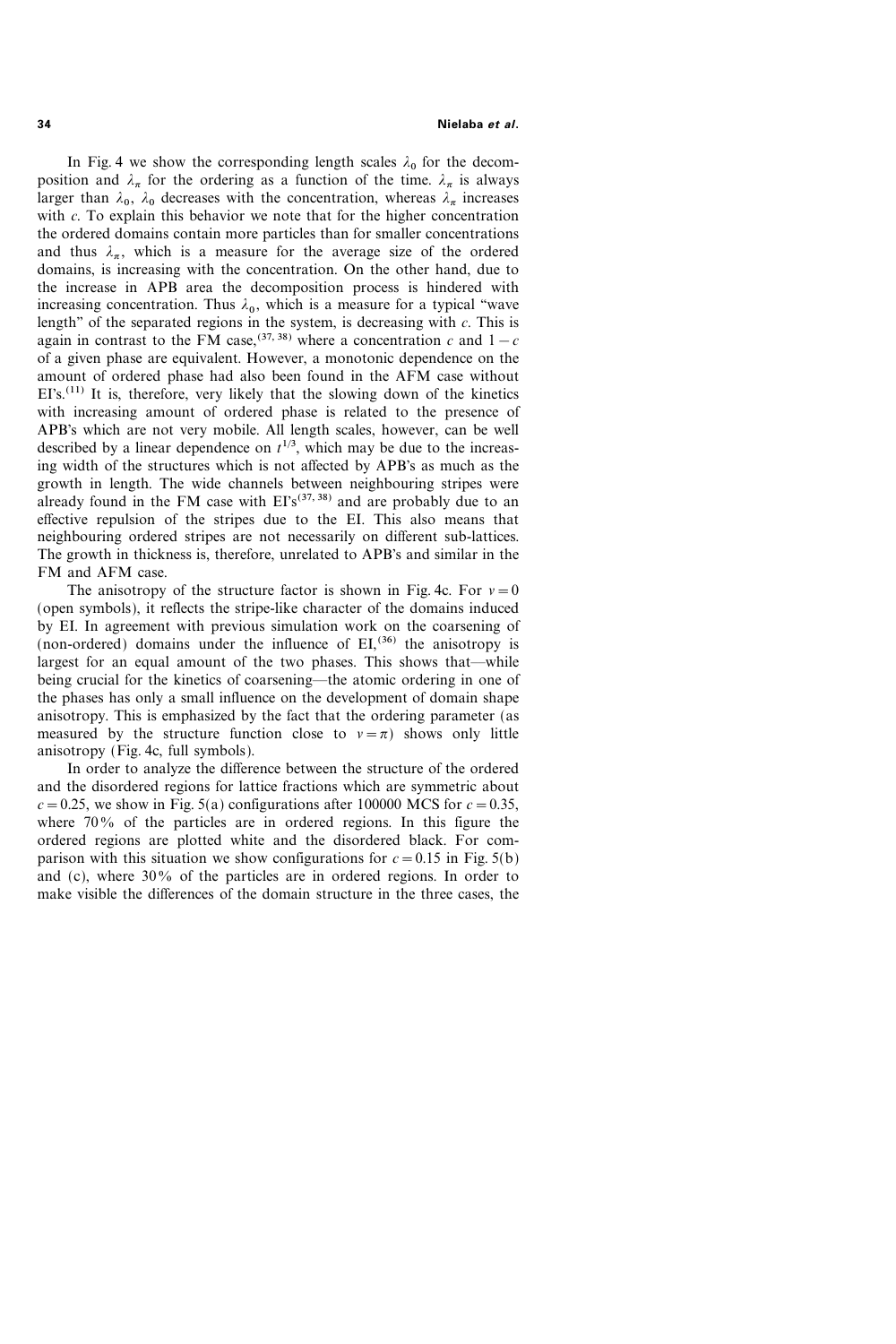In Fig. 4 we show the corresponding length scales $\lambda_0$ for the decomposition and $\lambda_\pi$ for the ordering as a function of the time. $\lambda_\pi$ is always larger than $\lambda_0$, $\lambda_0$ decreases with the concentration, whereas $\lambda_\pi$ increases with $c$. To explain this behavior we note that for the higher concentration the ordered domains contain more particles than for smaller concentrations and thus $\lambda_\pi$, which is a measure for the average size of the ordered domains, is increasing with the concentration. On the other hand, due to the increase in APB area the decomposition process is hindered with increasing concentration. Thus $\lambda_0$, which is a measure for a typical "wave length" of the separated regions in the system, is decreasing with $c$. This is again in contrast to the FM case,[37, 38] where a concentration $c$ and $1-c$ of a given phase are equivalent. However, a monotonic dependence on the amount of ordered phase had also been found in the AFM case without EI's.[11] It is, therefore, very likely that the slowing down of the kinetics with increasing amount of ordered phase is related to the presence of APB's which are not very mobile. All length scales, however, can be well described by a linear dependence on $t^{1/3}$, which may be due to the increasing width of the structures which is not affected by APB's as much as the growth in length. The wide channels between neighbouring stripes were already found in the FM case with EI's[37, 38] and are probably due to an effective repulsion of the stripes due to the EI. This also means that neighbouring ordered stripes are not necessarily on different sub-lattices. The growth in thickness is, therefore, unrelated to APB's and similar in the FM and AFM case.

The anisotropy of the structure factor is shown in Fig. 4c. For $v=0$ (open symbols), it reflects the stripe-like character of the domains induced by EI. In agreement with previous simulation work on the coarsening of (non-ordered) domains under the influence of EI,[36] the anisotropy is largest for an equal amount of the two phases. This shows that—while being crucial for the kinetics of coarsening—the atomic ordering in one of the phases has only a small influence on the development of domain shape anisotropy. This is emphasized by the fact that the ordering parameter (as measured by the structure function close to $v=\pi$) shows only little anisotropy (Fig. 4c, full symbols).

In order to analyze the difference between the structure of the ordered and the disordered regions for lattice fractions which are symmetric about $c=0.25$, we show in Fig. 5(a) configurations after 100000 MCS for $c=0.35$, where 70% of the particles are in ordered regions. In this figure the ordered regions are plotted white and the disordered black. For comparison with this situation we show configurations for $c=0.15$ in Fig. 5(b) and (c), where 30% of the particles are in ordered regions. In order to make visible the differences of the domain structure in the three cases, the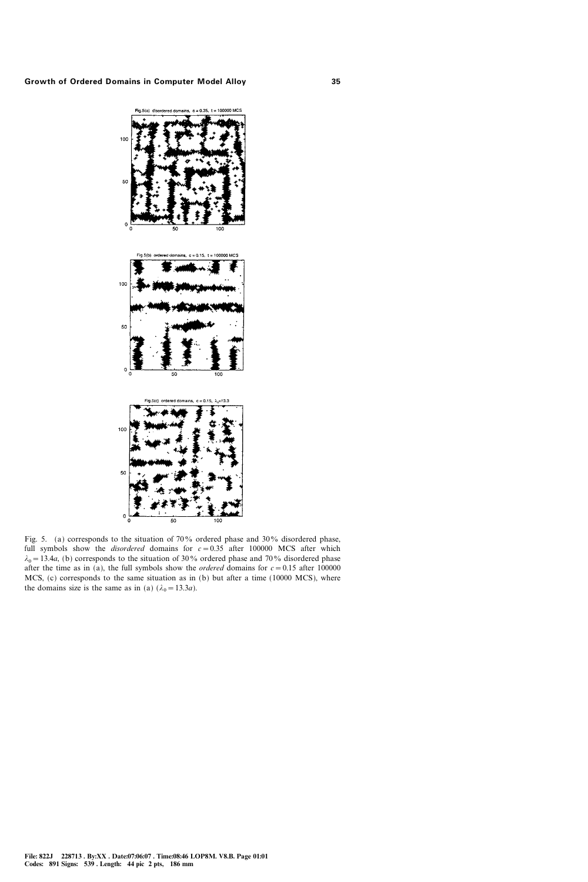Fig. 5. (a) corresponds to the situation of 70% ordered phase and 30% disordered phase, full symbols show the *disordered* domains for $c = 0.35$ after 100000 MCS after which $\lambda_0 = 13.4a$, (b) corresponds to the situation of 30% ordered phase and 70% disordered phase after the time as in (a), the full symbols show the *ordered* domains for $c = 0.15$ after 100000 MCS, (c) corresponds to the same situation as in (b) but after a time (10000 MCS), where the domains size is the same as in (a) ($\lambda_0 = 13.3a$).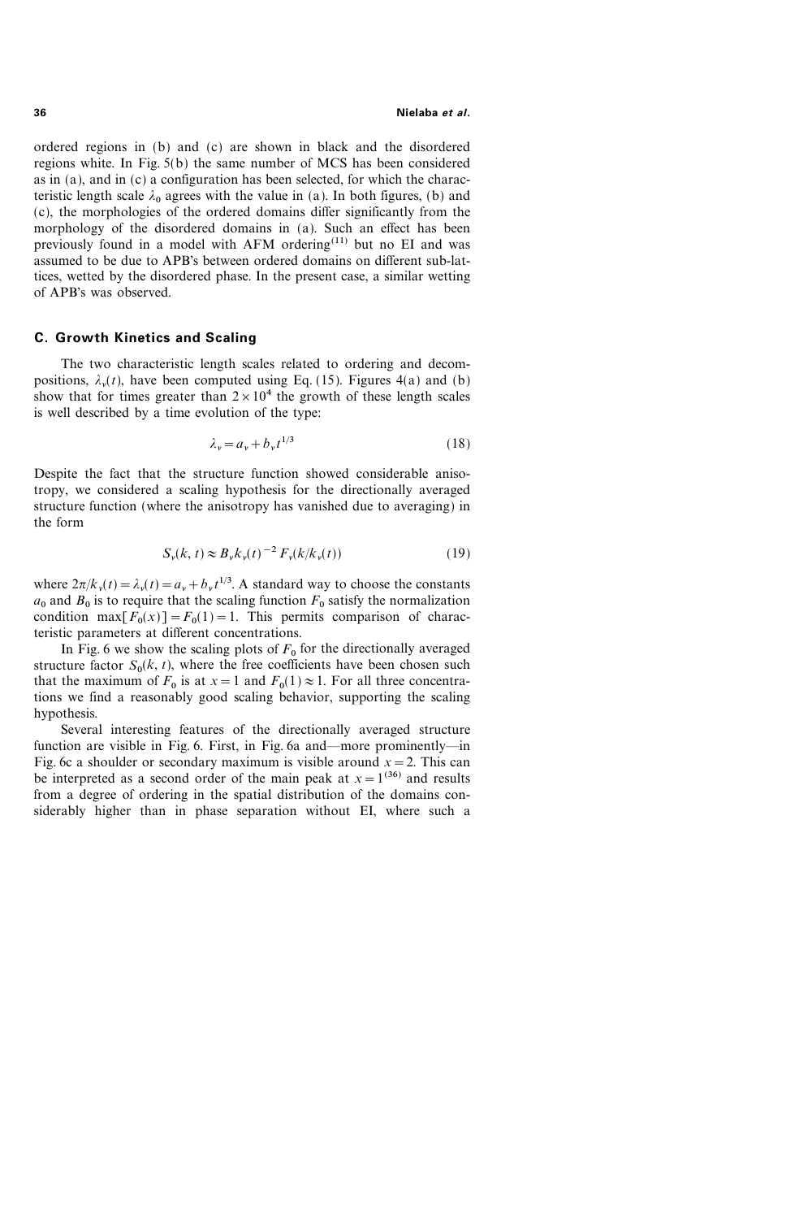ordered regions in (b) and (c) are shown in black and the disordered regions white. In Fig. 5(b) the same number of MCS has been considered as in (a), and in (c) a configuration has been selected, for which the characteristic length scale $\lambda_0$ agrees with the value in (a). In both figures, (b) and (c), the morphologies of the ordered domains differ significantly from the morphology of the disordered domains in (a). Such an effect has been previously found in a model with AFM ordering[11] but no EI and was assumed to be due to APB's between ordered domains on different sub-lattices, wetted by the disordered phase. In the present case, a similar wetting of APB's was observed.

### C. Growth Kinetics and Scaling

The two characteristic length scales related to ordering and decompositions, $\lambda_\nu(t)$, have been computed using Eq. (15). Figures 4(a) and (b) show that for times greater than $2 \times 10^4$ the growth of these length scales is well described by a time evolution of the type:

$$\lambda_\nu = a_\nu + b_\nu t^{1/3} \tag{18}$$

Despite the fact that the structure function showed considerable anisotropy, we considered a scaling hypothesis for the directionally averaged structure function (where the anisotropy has vanished due to averaging) in the form

$$S_\nu(k, t) \approx B_\nu k_\nu(t)^{-2} F_\nu(k/k_\nu(t)) \tag{19}$$

where $2\pi/k_\nu(t) = \lambda_\nu(t) = a_\nu + b_\nu t^{1/3}$. A standard way to choose the constants $a_0$ and $B_0$ is to require that the scaling function $F_0$ satisfy the normalization condition $\max[F_0(x)] = F_0(1) = 1$. This permits comparison of characteristic parameters at different concentrations.

In Fig. 6 we show the scaling plots of $F_0$ for the directionally averaged structure factor $S_0(k, t)$, where the free coefficients have been chosen such that the maximum of $F_0$ is at $x = 1$ and $F_0(1) \approx 1$. For all three concentrations we find a reasonably good scaling behavior, supporting the scaling hypothesis.

Several interesting features of the directionally averaged structure function are visible in Fig. 6. First, in Fig. 6a and—more prominently—in Fig. 6c a shoulder or secondary maximum is visible around $x = 2$. This can be interpreted as a second order of the main peak at $x = 1$[36] and results from a degree of ordering in the spatial distribution of the domains considerably higher than in phase separation without EI, where such a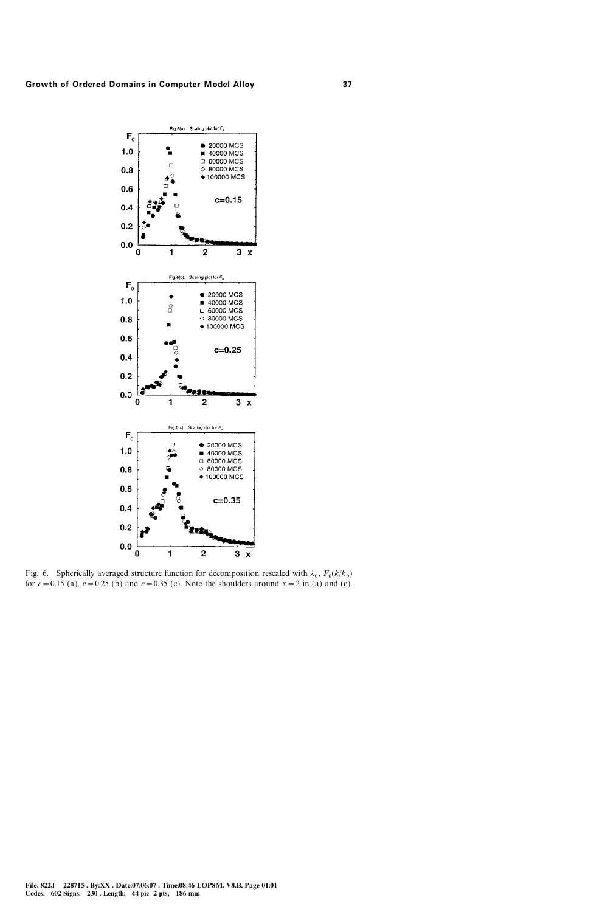Fig. 6. Spherically averaged structure function for decomposition rescaled with $\lambda_0$, $F_0(k/k_0)$ for $c = 0.15$ (a), $c = 0.25$ (b) and $c = 0.35$ (c). Note the shoulders around $x = 2$ in (a) and (c).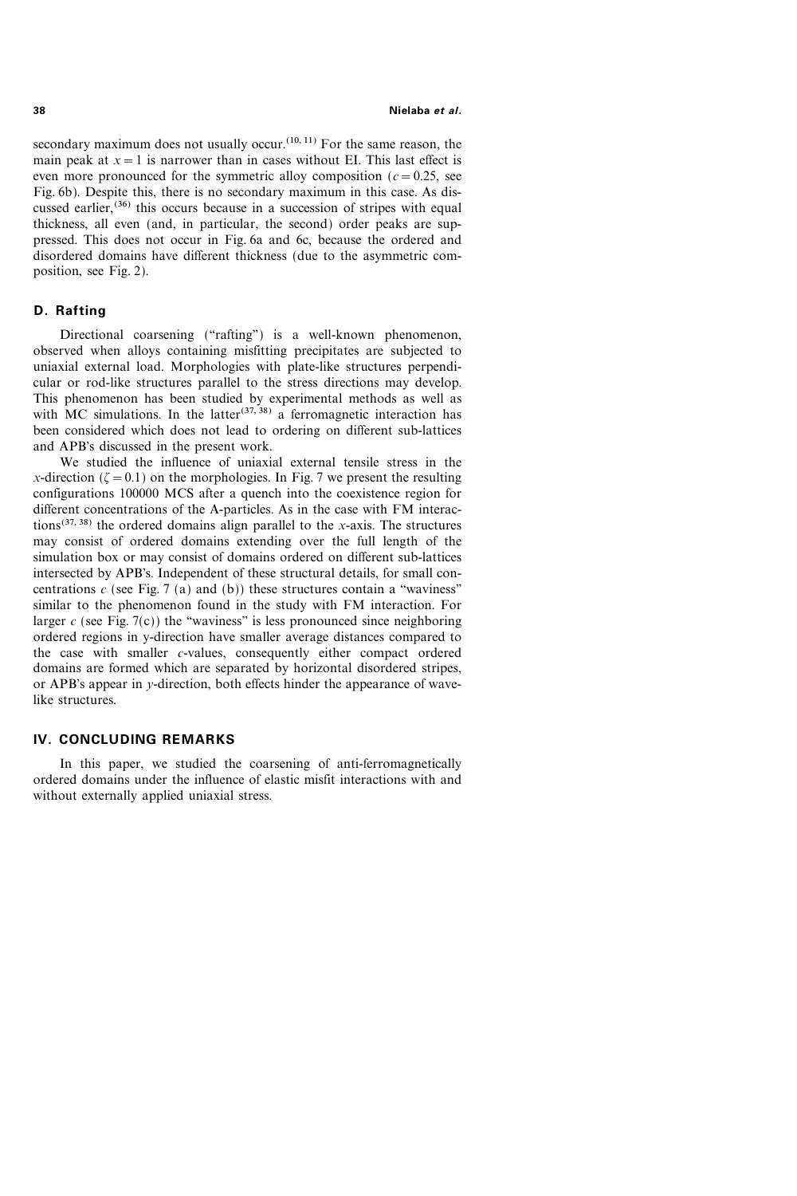secondary maximum does not usually occur.[10, 11] For the same reason, the main peak at $x = 1$ is narrower than in cases without EI. This last effect is even more pronounced for the symmetric alloy composition ($c = 0.25$, see Fig. 6b). Despite this, there is no secondary maximum in this case. As discussed earlier,[36] this occurs because in a succession of stripes with equal thickness, all even (and, in particular, the second) order peaks are suppressed. This does not occur in Fig. 6a and 6c, because the ordered and disordered domains have different thickness (due to the asymmetric composition, see Fig. 2).

### D. Rafting

Directional coarsening ("rafting") is a well-known phenomenon, observed when alloys containing misfitting precipitates are subjected to uniaxial external load. Morphologies with plate-like structures perpendicular or rod-like structures parallel to the stress directions may develop. This phenomenon has been studied by experimental methods as well as with MC simulations. In the latter[37, 38] a ferromagnetic interaction has been considered which does not lead to ordering on different sub-lattices and APB's discussed in the present work.

We studied the influence of uniaxial external tensile stress in the $x$-direction ($\zeta = 0.1$) on the morphologies. In Fig. 7 we present the resulting configurations 100000 MCS after a quench into the coexistence region for different concentrations of the A-particles. As in the case with FM interactions[37, 38] the ordered domains align parallel to the $x$-axis. The structures may consist of ordered domains extending over the full length of the simulation box or may consist of domains ordered on different sub-lattices intersected by APB's. Independent of these structural details, for small concentrations $c$ (see Fig. 7 (a) and (b)) these structures contain a "waviness" similar to the phenomenon found in the study with FM interaction. For larger $c$ (see Fig. 7(c)) the "waviness" is less pronounced since neighboring ordered regions in y-direction have smaller average distances compared to the case with smaller $c$-values, consequently either compact ordered domains are formed which are separated by horizontal disordered stripes, or APB's appear in $y$-direction, both effects hinder the appearance of wave-like structures.

## IV. CONCLUDING REMARKS

In this paper, we studied the coarsening of anti-ferromagnetically ordered domains under the influence of elastic misfit interactions with and without externally applied uniaxial stress.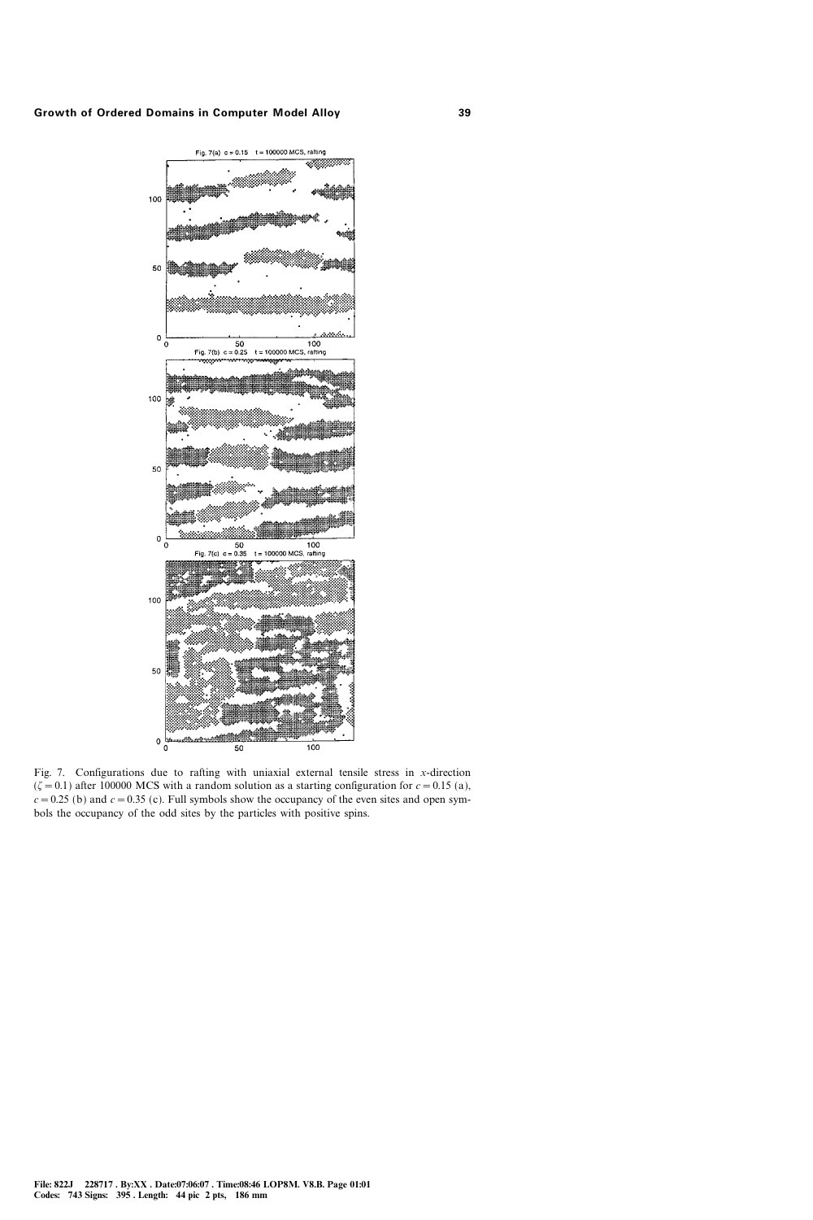Fig. 7. Configurations due to rafting with uniaxial external tensile stress in $x$-direction ($\zeta = 0.1$) after 100000 MCS with a random solution as a starting configuration for $c = 0.15$ (a), $c = 0.25$ (b) and $c = 0.35$ (c). Full symbols show the occupancy of the even sites and open symbols the occupancy of the odd sites by the particles with positive spins.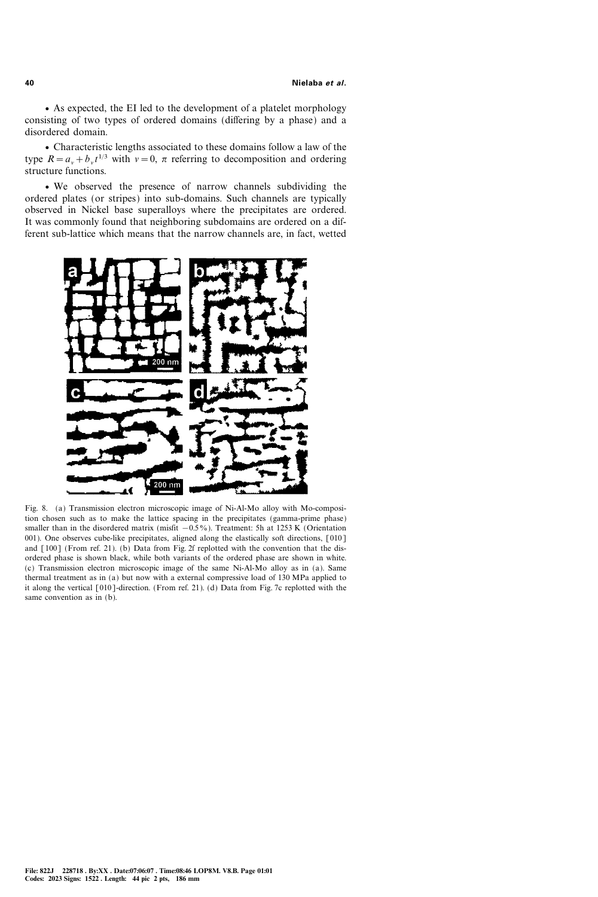- As expected, the EI led to the development of a platelet morphology consisting of two types of ordered domains (differing by a phase) and a disordered domain.

- Characteristic lengths associated to these domains follow a law of the type $R = a_v + b_v t^{1/3}$ with $v = 0, \pi$ referring to decomposition and ordering structure functions.

- We observed the presence of narrow channels subdividing the ordered plates (or stripes) into sub-domains. Such channels are typically observed in Nickel base superalloys where the precipitates are ordered. It was commonly found that neighboring subdomains are ordered on a different sub-lattice which means that the narrow channels are, in fact, wetted

Fig. 8. (a) Transmission electron microscopic image of Ni-Al-Mo alloy with Mo-composition chosen such as to make the lattice spacing in the precipitates (gamma-prime phase) smaller than in the disordered matrix (misfit $-0.5\%$). Treatment: 5h at 1253 K (Orientation 001). One observes cube-like precipitates, aligned along the elastically soft directions, [010] and [100] (From ref. 21). (b) Data from Fig. 2f replotted with the convention that the disordered phase is shown black, while both variants of the ordered phase are shown in white. (c) Transmission electron microscopic image of the same Ni-Al-Mo alloy as in (a). Same thermal treatment as in (a) but now with a external compressive load of 130 MPa applied to it along the vertical [010]-direction. (From ref. 21). (d) Data from Fig. 7c replotted with the same convention as in (b).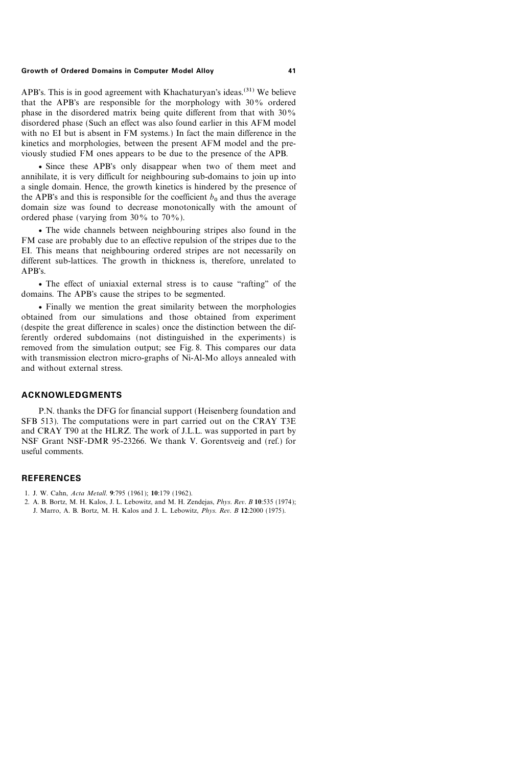APB's. This is in good agreement with Khachaturyan's ideas.[31] We believe that the APB's are responsible for the morphology with 30% ordered phase in the disordered matrix being quite different from that with 30% disordered phase (Such an effect was also found earlier in this AFM model with no EI but is absent in FM systems.) In fact the main difference in the kinetics and morphologies, between the present AFM model and the previously studied FM ones appears to be due to the presence of the APB.

- Since these APB's only disappear when two of them meet and annihilate, it is very difficult for neighbouring sub-domains to join up into a single domain. Hence, the growth kinetics is hindered by the presence of the APB's and this is responsible for the coefficient $b_0$ and thus the average domain size was found to decrease monotonically with the amount of ordered phase (varying from 30% to 70%).

- The wide channels between neighbouring stripes also found in the FM case are probably due to an effective repulsion of the stripes due to the EI. This means that neighbouring ordered stripes are not necessarily on different sub-lattices. The growth in thickness is, therefore, unrelated to APB's.

- The effect of uniaxial external stress is to cause "rafting" of the domains. The APB's cause the stripes to be segmented.

- Finally we mention the great similarity between the morphologies obtained from our simulations and those obtained from experiment (despite the great difference in scales) once the distinction between the differently ordered subdomains (not distinguished in the experiments) is removed from the simulation output; see Fig. 8. This compares our data with transmission electron micro-graphs of Ni-Al-Mo alloys annealed with and without external stress.

## ACKNOWLEDGMENTS

P.N. thanks the DFG for financial support (Heisenberg foundation and SFB 513). The computations were in part carried out on the CRAY T3E and CRAY T90 at the HLRZ. The work of J.L.L. was supported in part by NSF Grant NSF-DMR 95-23266. We thank V. Gorentsveig and (ref.) for useful comments.

## REFERENCES

1. J. W. Cahn, *Acta Metall.* **9**:795 (1961); **10**:179 (1962).
2. A. B. Bortz, M. H. Kalos, J. L. Lebowitz, and M. H. Zendejas, *Phys. Rev. B* **10**:535 (1974); J. Marro, A. B. Bortz, M. H. Kalos and J. L. Lebowitz, *Phys. Rev. B* **12**:2000 (1975).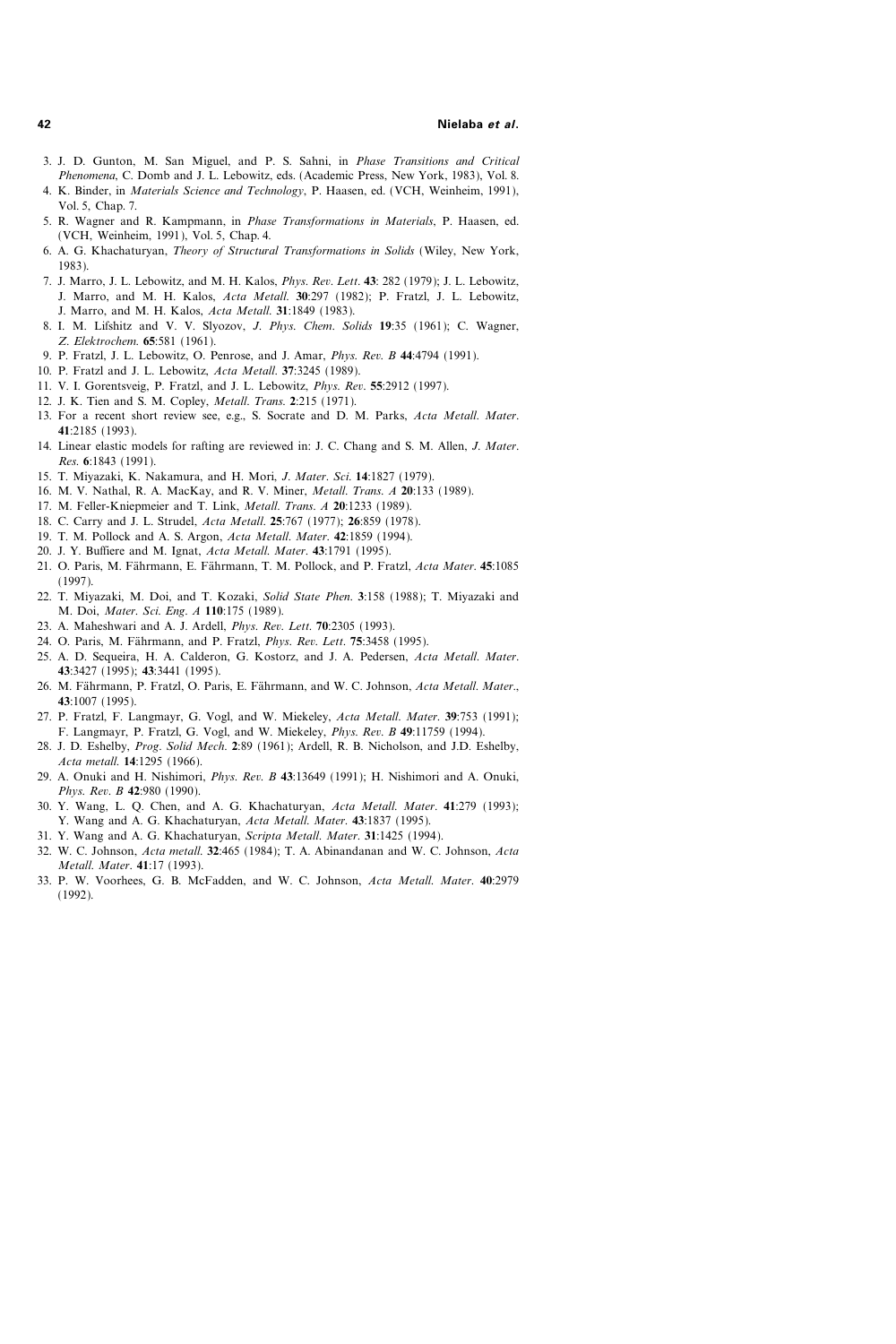3. J. D. Gunton, M. San Miguel, and P. S. Sahni, in *Phase Transitions and Critical Phenomena*, C. Domb and J. L. Lebowitz, eds. (Academic Press, New York, 1983), Vol. 8.
4. K. Binder, in *Materials Science and Technology*, P. Haasen, ed. (VCH, Weinheim, 1991), Vol. 5, Chap. 7.
5. R. Wagner and R. Kampmann, in *Phase Transformations in Materials*, P. Haasen, ed. (VCH, Weinheim, 1991), Vol. 5, Chap. 4.
6. A. G. Khachaturyan, *Theory of Structural Transformations in Solids* (Wiley, New York, 1983).
7. J. Marro, J. L. Lebowitz, and M. H. Kalos, *Phys. Rev. Lett*. **43**: 282 (1979); J. L. Lebowitz, J. Marro, and M. H. Kalos, *Acta Metall.* **30**:297 (1982); P. Fratzl, J. L. Lebowitz, J. Marro, and M. H. Kalos, *Acta Metall.* **31**:1849 (1983).
8. I. M. Lifshitz and V. V. Slyozov, *J. Phys. Chem. Solids* **19**:35 (1961); C. Wagner, *Z. Elektrochem.* **65**:581 (1961).
9. P. Fratzl, J. L. Lebowitz, O. Penrose, and J. Amar, *Phys. Rev. B* **44**:4794 (1991).
10. P. Fratzl and J. L. Lebowitz, *Acta Metall.* **37**:3245 (1989).
11. V. I. Gorentsveig, P. Fratzl, and J. L. Lebowitz, *Phys. Rev*. **55**:2912 (1997).
12. J. K. Tien and S. M. Copley, *Metall. Trans.* **2**:215 (1971).
13. For a recent short review see, e.g., S. Socrate and D. M. Parks, *Acta Metall. Mater*. **41**:2185 (1993).
14. Linear elastic models for rafting are reviewed in: J. C. Chang and S. M. Allen, *J. Mater. Res.* **6**:1843 (1991).
15. T. Miyazaki, K. Nakamura, and H. Mori, *J. Mater. Sci.* **14**:1827 (1979).
16. M. V. Nathal, R. A. MacKay, and R. V. Miner, *Metall. Trans. A* **20**:133 (1989).
17. M. Feller-Kniepmeier and T. Link, *Metall. Trans. A* **20**:1233 (1989).
18. C. Carry and J. L. Strudel, *Acta Metall.* **25**:767 (1977); **26**:859 (1978).
19. T. M. Pollock and A. S. Argon, *Acta Metall. Mater*. **42**:1859 (1994).
20. J. Y. Buffiere and M. Ignat, *Acta Metall. Mater*. **43**:1791 (1995).
21. O. Paris, M. Fährmann, E. Fährmann, T. M. Pollock, and P. Fratzl, *Acta Mater*. **45**:1085 (1997).
22. T. Miyazaki, M. Doi, and T. Kozaki, *Solid State Phen*. **3**:158 (1988); T. Miyazaki and M. Doi, *Mater. Sci. Eng. A* **110**:175 (1989).
23. A. Maheshwari and A. J. Ardell, *Phys. Rev. Lett*. **70**:2305 (1993).
24. O. Paris, M. Fährmann, and P. Fratzl, *Phys. Rev. Lett*. **75**:3458 (1995).
25. A. D. Sequeira, H. A. Calderon, G. Kostorz, and J. A. Pedersen, *Acta Metall. Mater*. **43**:3427 (1995); **43**:3441 (1995).
26. M. Fährmann, P. Fratzl, O. Paris, E. Fährmann, and W. C. Johnson, *Acta Metall. Mater*., **43**:1007 (1995).
27. P. Fratzl, F. Langmayr, G. Vogl, and W. Miekeley, *Acta Metall. Mater*. **39**:753 (1991); F. Langmayr, P. Fratzl, G. Vogl, and W. Miekeley, *Phys. Rev. B* **49**:11759 (1994).
28. J. D. Eshelby, *Prog. Solid Mech*. **2**:89 (1961); Ardell, R. B. Nicholson, and J.D. Eshelby, *Acta metall.* **14**:1295 (1966).
29. A. Onuki and H. Nishimori, *Phys. Rev. B* **43**:13649 (1991); H. Nishimori and A. Onuki, *Phys. Rev. B* **42**:980 (1990).
30. Y. Wang, L. Q. Chen, and A. G. Khachaturyan, *Acta Metall. Mater*. **41**:279 (1993); Y. Wang and A. G. Khachaturyan, *Acta Metall. Mater*. **43**:1837 (1995).
31. Y. Wang and A. G. Khachaturyan, *Scripta Metall. Mater*. **31**:1425 (1994).
32. W. C. Johnson, *Acta metall.* **32**:465 (1984); T. A. Abinandanan and W. C. Johnson, *Acta Metall. Mater*. **41**:17 (1993).
33. P. W. Voorhees, G. B. McFadden, and W. C. Johnson, *Acta Metall. Mater*. **40**:2979 (1992).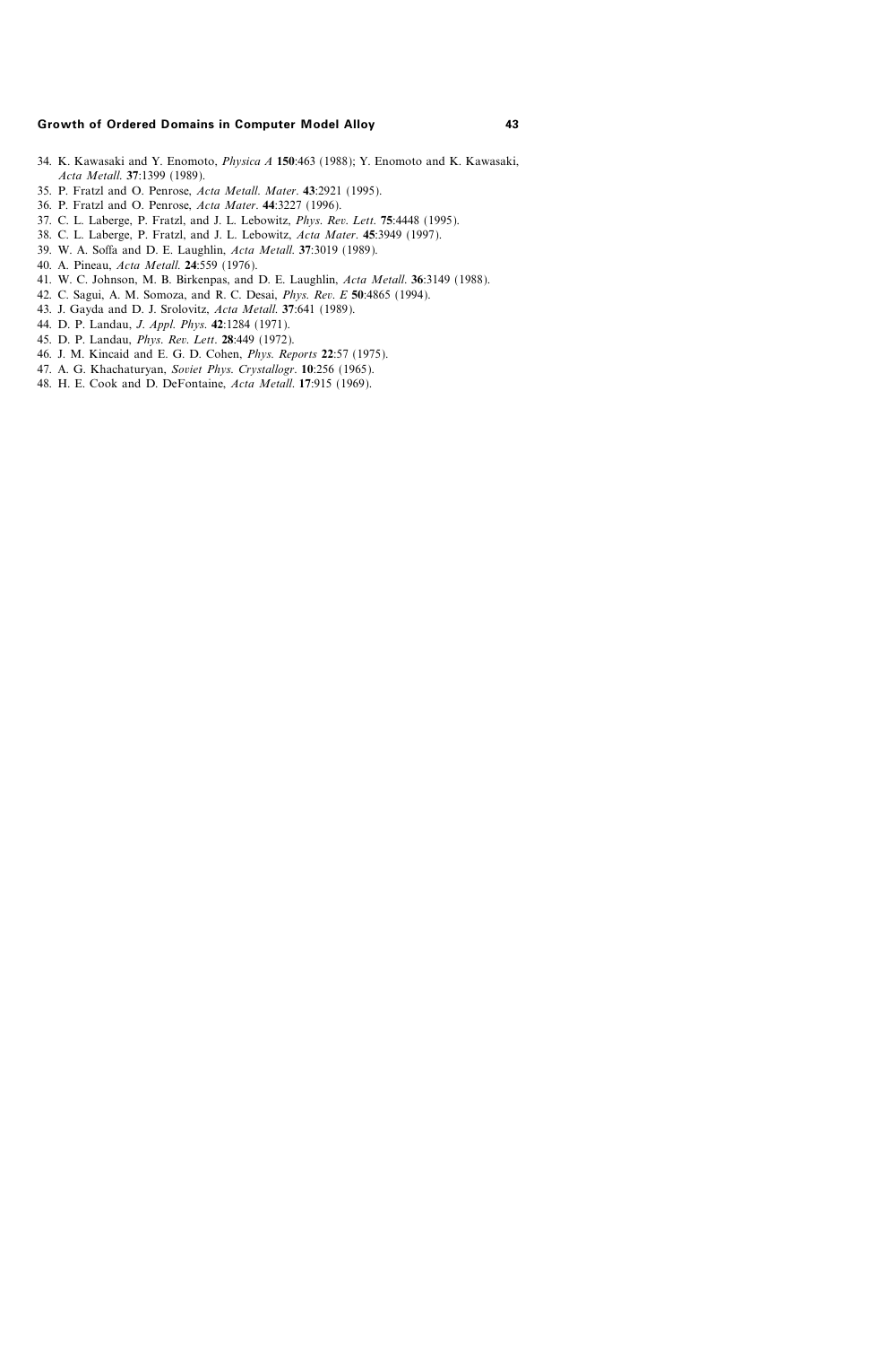34. K. Kawasaki and Y. Enomoto, *Physica A* **150**:463 (1988); Y. Enomoto and K. Kawasaki, *Acta Metall.* **37**:1399 (1989).
35. P. Fratzl and O. Penrose, *Acta Metall. Mater.* **43**:2921 (1995).
36. P. Fratzl and O. Penrose, *Acta Mater.* **44**:3227 (1996).
37. C. L. Laberge, P. Fratzl, and J. L. Lebowitz, *Phys. Rev. Lett.* **75**:4448 (1995).
38. C. L. Laberge, P. Fratzl, and J. L. Lebowitz, *Acta Mater.* **45**:3949 (1997).
39. W. A. Soffa and D. E. Laughlin, *Acta Metall.* **37**:3019 (1989).
40. A. Pineau, *Acta Metall.* **24**:559 (1976).
41. W. C. Johnson, M. B. Birkenpas, and D. E. Laughlin, *Acta Metall.* **36**:3149 (1988).
42. C. Sagui, A. M. Somoza, and R. C. Desai, *Phys. Rev. E* **50**:4865 (1994).
43. J. Gayda and D. J. Srolovitz, *Acta Metall.* **37**:641 (1989).
44. D. P. Landau, *J. Appl. Phys.* **42**:1284 (1971).
45. D. P. Landau, *Phys. Rev. Lett.* **28**:449 (1972).
46. J. M. Kincaid and E. G. D. Cohen, *Phys. Reports* **22**:57 (1975).
47. A. G. Khachaturyan, *Soviet Phys. Crystallogr.* **10**:256 (1965).
48. H. E. Cook and D. DeFontaine, *Acta Metall.* **17**:915 (1969).